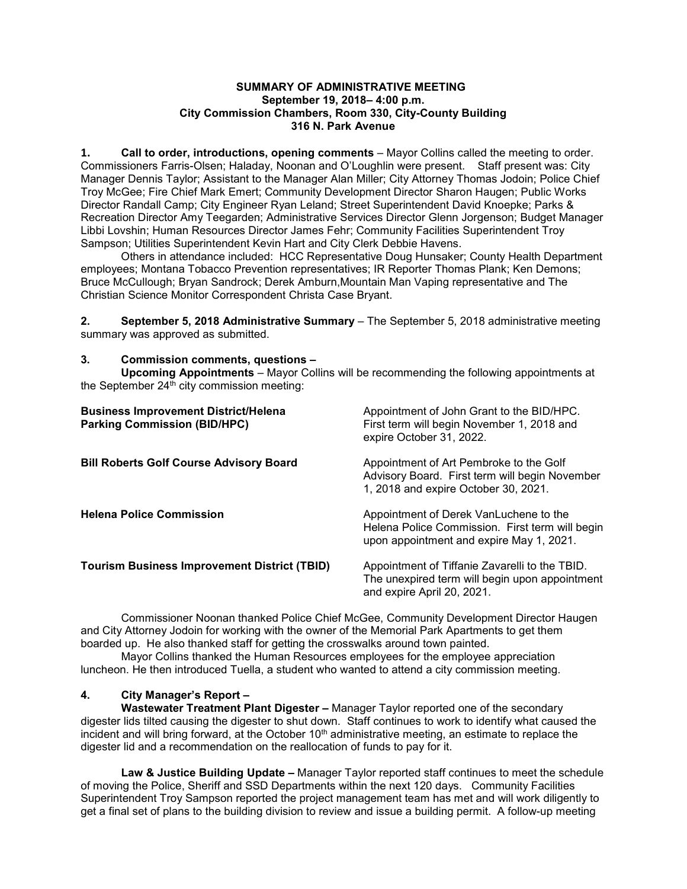**SUMMARY OF ADMINISTRATIVE MEETING**
**September 19, 2018– 4:00 p.m.**
**City Commission Chambers, Room 330, City-County Building**
**316 N. Park Avenue**

**1. Call to order, introductions, opening comments** – Mayor Collins called the meeting to order. Commissioners Farris-Olsen; Haladay, Noonan and O'Loughlin were present. Staff present was: City Manager Dennis Taylor; Assistant to the Manager Alan Miller; City Attorney Thomas Jodoin; Police Chief Troy McGee; Fire Chief Mark Emert; Community Development Director Sharon Haugen; Public Works Director Randall Camp; City Engineer Ryan Leland; Street Superintendent David Knoepke; Parks & Recreation Director Amy Teegarden; Administrative Services Director Glenn Jorgenson; Budget Manager Libbi Lovshin; Human Resources Director James Fehr; Community Facilities Superintendent Troy Sampson; Utilities Superintendent Kevin Hart and City Clerk Debbie Havens.

Others in attendance included: HCC Representative Doug Hunsaker; County Health Department employees; Montana Tobacco Prevention representatives; IR Reporter Thomas Plank; Ken Demons; Bruce McCullough; Bryan Sandrock; Derek Amburn,Mountain Man Vaping representative and The Christian Science Monitor Correspondent Christa Case Bryant.

**2. September 5, 2018 Administrative Summary** – The September 5, 2018 administrative meeting summary was approved as submitted.

**3. Commission comments, questions –**

**Upcoming Appointments** – Mayor Collins will be recommending the following appointments at the September 24th city commission meeting:

| | |
|---|---|
| **Business Improvement District/Helena Parking Commission (BID/HPC)** | Appointment of John Grant to the BID/HPC. First term will begin November 1, 2018 and expire October 31, 2022. |
| **Bill Roberts Golf Course Advisory Board** | Appointment of Art Pembroke to the Golf Advisory Board. First term will begin November 1, 2018 and expire October 30, 2021. |
| **Helena Police Commission** | Appointment of Derek VanLuchene to the Helena Police Commission. First term will begin upon appointment and expire May 1, 2021. |
| **Tourism Business Improvement District (TBID)** | Appointment of Tiffanie Zavarelli to the TBID. The unexpired term will begin upon appointment and expire April 20, 2021. |

Commissioner Noonan thanked Police Chief McGee, Community Development Director Haugen and City Attorney Jodoin for working with the owner of the Memorial Park Apartments to get them boarded up. He also thanked staff for getting the crosswalks around town painted.

Mayor Collins thanked the Human Resources employees for the employee appreciation luncheon. He then introduced Tuella, a student who wanted to attend a city commission meeting.

**4. City Manager's Report –**

**Wastewater Treatment Plant Digester –** Manager Taylor reported one of the secondary digester lids tilted causing the digester to shut down. Staff continues to work to identify what caused the incident and will bring forward, at the October 10th administrative meeting, an estimate to replace the digester lid and a recommendation on the reallocation of funds to pay for it.

**Law & Justice Building Update –** Manager Taylor reported staff continues to meet the schedule of moving the Police, Sheriff and SSD Departments within the next 120 days. Community Facilities Superintendent Troy Sampson reported the project management team has met and will work diligently to get a final set of plans to the building division to review and issue a building permit. A follow-up meeting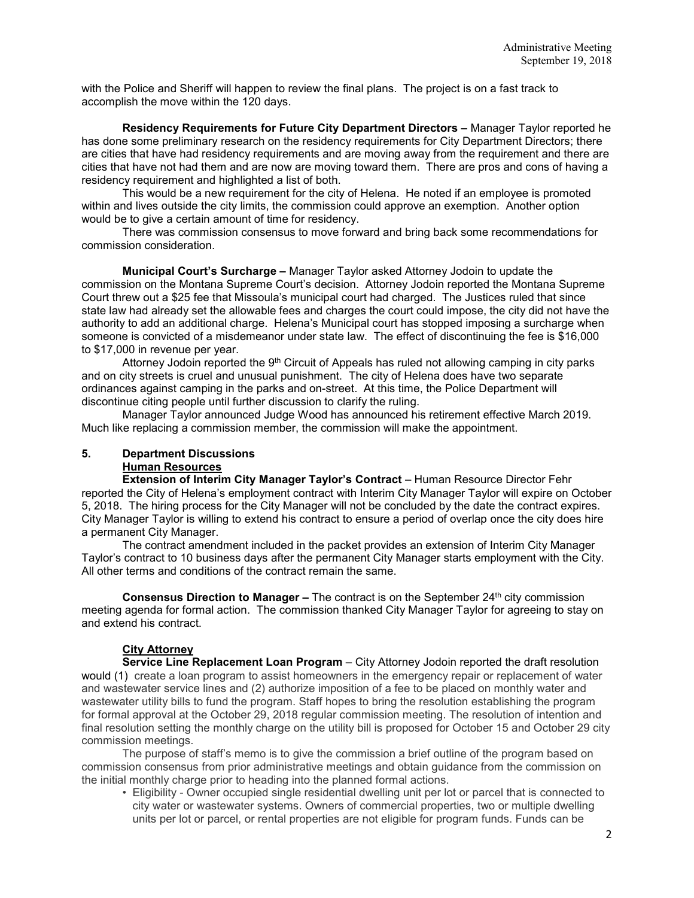with the Police and Sheriff will happen to review the final plans. The project is on a fast track to accomplish the move within the 120 days.

**Residency Requirements for Future City Department Directors –** Manager Taylor reported he has done some preliminary research on the residency requirements for City Department Directors; there are cities that have had residency requirements and are moving away from the requirement and there are cities that have not had them and are now are moving toward them. There are pros and cons of having a residency requirement and highlighted a list of both.

This would be a new requirement for the city of Helena. He noted if an employee is promoted within and lives outside the city limits, the commission could approve an exemption. Another option would be to give a certain amount of time for residency.

There was commission consensus to move forward and bring back some recommendations for commission consideration.

**Municipal Court's Surcharge –** Manager Taylor asked Attorney Jodoin to update the commission on the Montana Supreme Court's decision. Attorney Jodoin reported the Montana Supreme Court threw out a $25 fee that Missoula's municipal court had charged. The Justices ruled that since state law had already set the allowable fees and charges the court could impose, the city did not have the authority to add an additional charge. Helena's Municipal court has stopped imposing a surcharge when someone is convicted of a misdemeanor under state law. The effect of discontinuing the fee is $16,000 to $17,000 in revenue per year.

Attorney Jodoin reported the 9th Circuit of Appeals has ruled not allowing camping in city parks and on city streets is cruel and unusual punishment. The city of Helena does have two separate ordinances against camping in the parks and on-street. At this time, the Police Department will discontinue citing people until further discussion to clarify the ruling.

Manager Taylor announced Judge Wood has announced his retirement effective March 2019. Much like replacing a commission member, the commission will make the appointment.

## 5. Department Discussions

### Human Resources

**Extension of Interim City Manager Taylor's Contract** – Human Resource Director Fehr reported the City of Helena's employment contract with Interim City Manager Taylor will expire on October 5, 2018. The hiring process for the City Manager will not be concluded by the date the contract expires. City Manager Taylor is willing to extend his contract to ensure a period of overlap once the city does hire a permanent City Manager.

The contract amendment included in the packet provides an extension of Interim City Manager Taylor's contract to 10 business days after the permanent City Manager starts employment with the City. All other terms and conditions of the contract remain the same.

**Consensus Direction to Manager –** The contract is on the September 24th city commission meeting agenda for formal action. The commission thanked City Manager Taylor for agreeing to stay on and extend his contract.

### City Attorney

**Service Line Replacement Loan Program** – City Attorney Jodoin reported the draft resolution would (1) create a loan program to assist homeowners in the emergency repair or replacement of water and wastewater service lines and (2) authorize imposition of a fee to be placed on monthly water and wastewater utility bills to fund the program. Staff hopes to bring the resolution establishing the program for formal approval at the October 29, 2018 regular commission meeting. The resolution of intention and final resolution setting the monthly charge on the utility bill is proposed for October 15 and October 29 city commission meetings.

The purpose of staff's memo is to give the commission a brief outline of the program based on commission consensus from prior administrative meetings and obtain guidance from the commission on the initial monthly charge prior to heading into the planned formal actions.

- Eligibility - Owner occupied single residential dwelling unit per lot or parcel that is connected to city water or wastewater systems. Owners of commercial properties, two or multiple dwelling units per lot or parcel, or rental properties are not eligible for program funds. Funds can be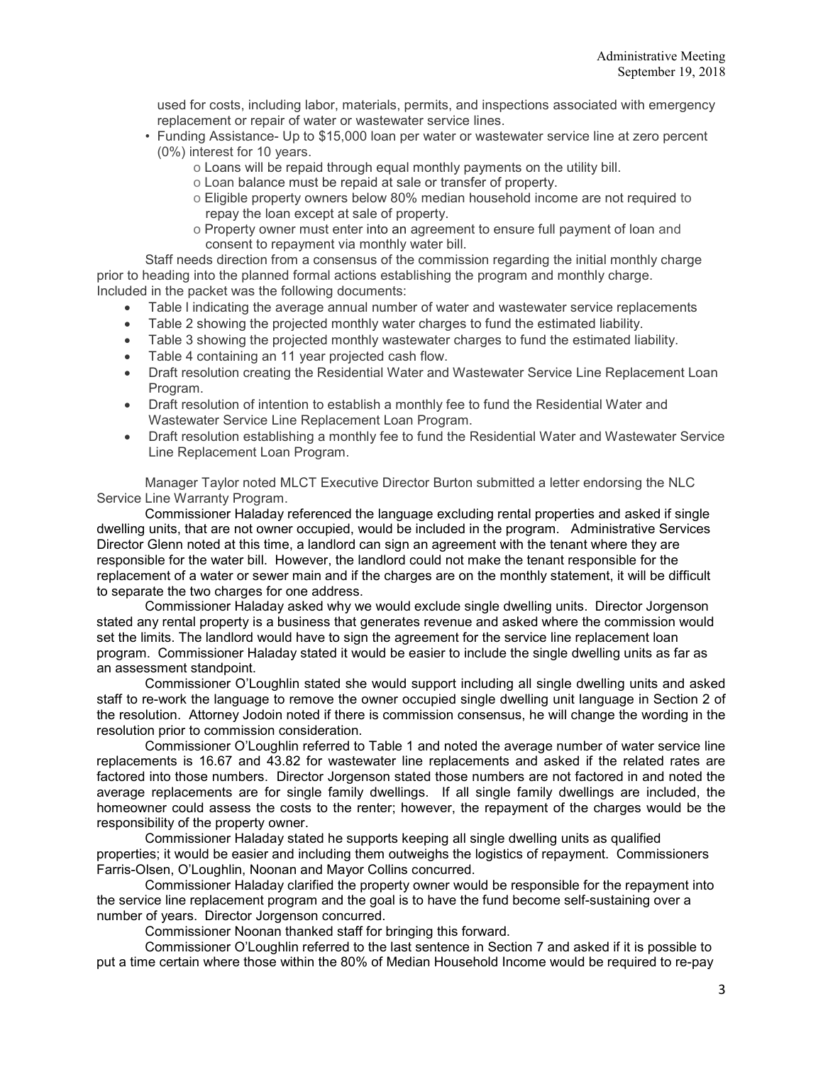used for costs, including labor, materials, permits, and inspections associated with emergency replacement or repair of water or wastewater service lines.

- Funding Assistance- Up to $15,000 loan per water or wastewater service line at zero percent (0%) interest for 10 years.
  - Loans will be repaid through equal monthly payments on the utility bill.
  - Loan balance must be repaid at sale or transfer of property.
  - Eligible property owners below 80% median household income are not required to repay the loan except at sale of property.
  - Property owner must enter into an agreement to ensure full payment of loan and consent to repayment via monthly water bill.

Staff needs direction from a consensus of the commission regarding the initial monthly charge prior to heading into the planned formal actions establishing the program and monthly charge. Included in the packet was the following documents:

- Table l indicating the average annual number of water and wastewater service replacements
- Table 2 showing the projected monthly water charges to fund the estimated liability.
- Table 3 showing the projected monthly wastewater charges to fund the estimated liability.
- Table 4 containing an 11 year projected cash flow.
- Draft resolution creating the Residential Water and Wastewater Service Line Replacement Loan Program.
- Draft resolution of intention to establish a monthly fee to fund the Residential Water and Wastewater Service Line Replacement Loan Program.
- Draft resolution establishing a monthly fee to fund the Residential Water and Wastewater Service Line Replacement Loan Program.

Manager Taylor noted MLCT Executive Director Burton submitted a letter endorsing the NLC Service Line Warranty Program.

Commissioner Haladay referenced the language excluding rental properties and asked if single dwelling units, that are not owner occupied, would be included in the program. Administrative Services Director Glenn noted at this time, a landlord can sign an agreement with the tenant where they are responsible for the water bill. However, the landlord could not make the tenant responsible for the replacement of a water or sewer main and if the charges are on the monthly statement, it will be difficult to separate the two charges for one address.

Commissioner Haladay asked why we would exclude single dwelling units. Director Jorgenson stated any rental property is a business that generates revenue and asked where the commission would set the limits. The landlord would have to sign the agreement for the service line replacement loan program. Commissioner Haladay stated it would be easier to include the single dwelling units as far as an assessment standpoint.

Commissioner O'Loughlin stated she would support including all single dwelling units and asked staff to re-work the language to remove the owner occupied single dwelling unit language in Section 2 of the resolution. Attorney Jodoin noted if there is commission consensus, he will change the wording in the resolution prior to commission consideration.

Commissioner O'Loughlin referred to Table 1 and noted the average number of water service line replacements is 16.67 and 43.82 for wastewater line replacements and asked if the related rates are factored into those numbers. Director Jorgenson stated those numbers are not factored in and noted the average replacements are for single family dwellings. If all single family dwellings are included, the homeowner could assess the costs to the renter; however, the repayment of the charges would be the responsibility of the property owner.

Commissioner Haladay stated he supports keeping all single dwelling units as qualified properties; it would be easier and including them outweighs the logistics of repayment. Commissioners Farris-Olsen, O'Loughlin, Noonan and Mayor Collins concurred.

Commissioner Haladay clarified the property owner would be responsible for the repayment into the service line replacement program and the goal is to have the fund become self-sustaining over a number of years. Director Jorgenson concurred.

Commissioner Noonan thanked staff for bringing this forward.

Commissioner O'Loughlin referred to the last sentence in Section 7 and asked if it is possible to put a time certain where those within the 80% of Median Household Income would be required to re-pay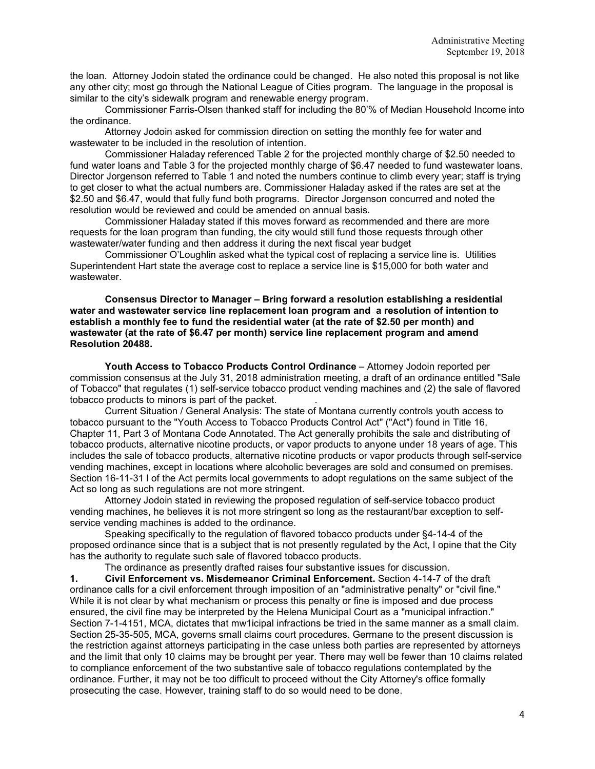the loan. Attorney Jodoin stated the ordinance could be changed. He also noted this proposal is not like any other city; most go through the National League of Cities program. The language in the proposal is similar to the city's sidewalk program and renewable energy program.

Commissioner Farris-Olsen thanked staff for including the 80'% of Median Household Income into the ordinance.

Attorney Jodoin asked for commission direction on setting the monthly fee for water and wastewater to be included in the resolution of intention.

Commissioner Haladay referenced Table 2 for the projected monthly charge of $2.50 needed to fund water loans and Table 3 for the projected monthly charge of $6.47 needed to fund wastewater loans. Director Jorgenson referred to Table 1 and noted the numbers continue to climb every year; staff is trying to get closer to what the actual numbers are. Commissioner Haladay asked if the rates are set at the $2.50 and $6.47, would that fully fund both programs. Director Jorgenson concurred and noted the resolution would be reviewed and could be amended on annual basis.

Commissioner Haladay stated if this moves forward as recommended and there are more requests for the loan program than funding, the city would still fund those requests through other wastewater/water funding and then address it during the next fiscal year budget

Commissioner O'Loughlin asked what the typical cost of replacing a service line is. Utilities Superintendent Hart state the average cost to replace a service line is $15,000 for both water and wastewater.

**Consensus Director to Manager – Bring forward a resolution establishing a residential water and wastewater service line replacement loan program and a resolution of intention to establish a monthly fee to fund the residential water (at the rate of $2.50 per month) and wastewater (at the rate of $6.47 per month) service line replacement program and amend Resolution 20488.**

**Youth Access to Tobacco Products Control Ordinance** – Attorney Jodoin reported per commission consensus at the July 31, 2018 administration meeting, a draft of an ordinance entitled "Sale of Tobacco" that regulates (1) self-service tobacco product vending machines and (2) the sale of flavored tobacco products to minors is part of the packet.

Current Situation / General Analysis: The state of Montana currently controls youth access to tobacco pursuant to the "Youth Access to Tobacco Products Control Act" ("Act") found in Title 16, Chapter 11, Part 3 of Montana Code Annotated. The Act generally prohibits the sale and distributing of tobacco products, alternative nicotine products, or vapor products to anyone under 18 years of age. This includes the sale of tobacco products, alternative nicotine products or vapor products through self-service vending machines, except in locations where alcoholic beverages are sold and consumed on premises. Section 16-11-31 l of the Act permits local governments to adopt regulations on the same subject of the Act so long as such regulations are not more stringent.

Attorney Jodoin stated in reviewing the proposed regulation of self-service tobacco product vending machines, he believes it is not more stringent so long as the restaurant/bar exception to self-service vending machines is added to the ordinance.

Speaking specifically to the regulation of flavored tobacco products under §4-14-4 of the proposed ordinance since that is a subject that is not presently regulated by the Act, I opine that the City has the authority to regulate such sale of flavored tobacco products.

The ordinance as presently drafted raises four substantive issues for discussion.

**1. Civil Enforcement vs. Misdemeanor Criminal Enforcement.** Section 4-14-7 of the draft ordinance calls for a civil enforcement through imposition of an "administrative penalty" or "civil fine." While it is not clear by what mechanism or process this penalty or fine is imposed and due process ensured, the civil fine may be interpreted by the Helena Municipal Court as a "municipal infraction." Section 7-1-4151, MCA, dictates that mw1icipal infractions be tried in the same manner as a small claim. Section 25-35-505, MCA, governs small claims court procedures. Germane to the present discussion is the restriction against attorneys participating in the case unless both parties are represented by attorneys and the limit that only 10 claims may be brought per year. There may well be fewer than 10 claims related to compliance enforcement of the two substantive sale of tobacco regulations contemplated by the ordinance. Further, it may not be too difficult to proceed without the City Attorney's office formally prosecuting the case. However, training staff to do so would need to be done.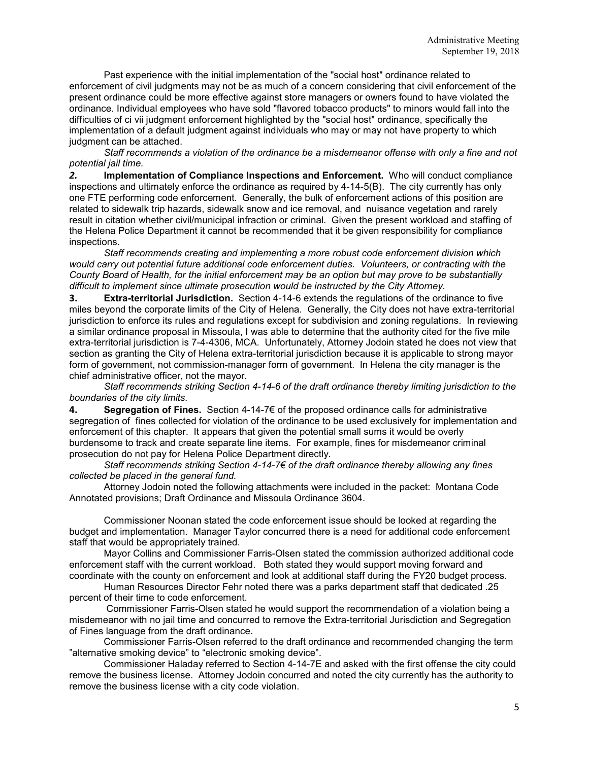Past experience with the initial implementation of the "social host" ordinance related to enforcement of civil judgments may not be as much of a concern considering that civil enforcement of the present ordinance could be more effective against store managers or owners found to have violated the ordinance. Individual employees who have sold "flavored tobacco products" to minors would fall into the difficulties of ci vii judgment enforcement highlighted by the "social host" ordinance, specifically the implementation of a default judgment against individuals who may or may not have property to which judgment can be attached.

*Staff recommends a violation of the ordinance be a misdemeanor offense with only a fine and not potential jail time.*

***2.*** **Implementation of Compliance Inspections and Enforcement.** Who will conduct compliance inspections and ultimately enforce the ordinance as required by 4-14-5(B). The city currently has only one FTE performing code enforcement. Generally, the bulk of enforcement actions of this position are related to sidewalk trip hazards, sidewalk snow and ice removal, and nuisance vegetation and rarely result in citation whether civil/municipal infraction or criminal. Given the present workload and staffing of the Helena Police Department it cannot be recommended that it be given responsibility for compliance inspections.

*Staff recommends creating and implementing a more robust code enforcement division which would carry out potential future additional code enforcement duties. Volunteers, or contracting with the County Board of Health, for the initial enforcement may be an option but may prove to be substantially difficult to implement since ultimate prosecution would be instructed by the City Attorney.*

**3. Extra-territorial Jurisdiction.** Section 4-14-6 extends the regulations of the ordinance to five miles beyond the corporate limits of the City of Helena. Generally, the City does not have extra-territorial jurisdiction to enforce its rules and regulations except for subdivision and zoning regulations. In reviewing a similar ordinance proposal in Missoula, I was able to determine that the authority cited for the five mile extra-territorial jurisdiction is 7-4-4306, MCA. Unfortunately, Attorney Jodoin stated he does not view that section as granting the City of Helena extra-territorial jurisdiction because it is applicable to strong mayor form of government, not commission-manager form of government. In Helena the city manager is the chief administrative officer, not the mayor.

*Staff recommends striking Section 4-14-6 of the draft ordinance thereby limiting jurisdiction to the boundaries of the city limits.*

**4. Segregation of Fines.** Section 4-14-7€ of the proposed ordinance calls for administrative segregation of fines collected for violation of the ordinance to be used exclusively for implementation and enforcement of this chapter. It appears that given the potential small sums it would be overly burdensome to track and create separate line items. For example, fines for misdemeanor criminal prosecution do not pay for Helena Police Department directly.

*Staff recommends striking Section 4-14-7€ of the draft ordinance thereby allowing any fines collected be placed in the general fund.*

Attorney Jodoin noted the following attachments were included in the packet: Montana Code Annotated provisions; Draft Ordinance and Missoula Ordinance 3604.

Commissioner Noonan stated the code enforcement issue should be looked at regarding the budget and implementation. Manager Taylor concurred there is a need for additional code enforcement staff that would be appropriately trained.

Mayor Collins and Commissioner Farris-Olsen stated the commission authorized additional code enforcement staff with the current workload. Both stated they would support moving forward and coordinate with the county on enforcement and look at additional staff during the FY20 budget process.

Human Resources Director Fehr noted there was a parks department staff that dedicated .25 percent of their time to code enforcement.

Commissioner Farris-Olsen stated he would support the recommendation of a violation being a misdemeanor with no jail time and concurred to remove the Extra-territorial Jurisdiction and Segregation of Fines language from the draft ordinance.

Commissioner Farris-Olsen referred to the draft ordinance and recommended changing the term "alternative smoking device" to "electronic smoking device".

Commissioner Haladay referred to Section 4-14-7E and asked with the first offense the city could remove the business license. Attorney Jodoin concurred and noted the city currently has the authority to remove the business license with a city code violation.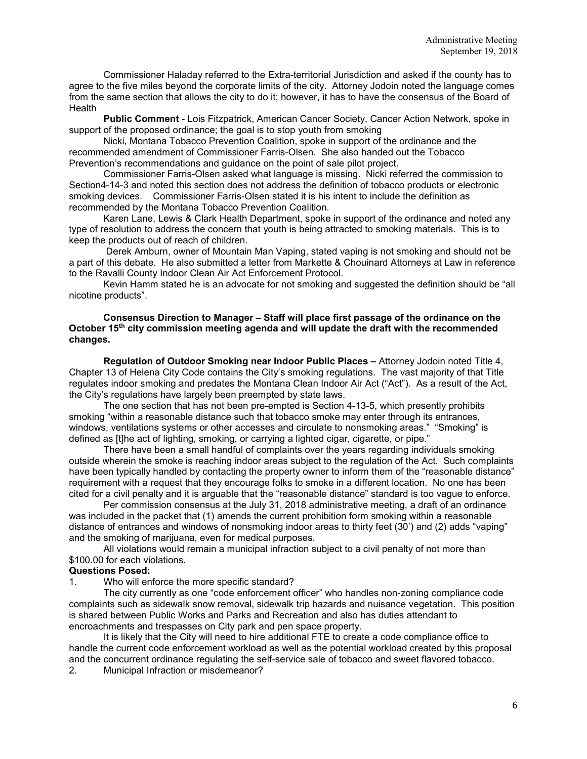Commissioner Haladay referred to the Extra-territorial Jurisdiction and asked if the county has to agree to the five miles beyond the corporate limits of the city. Attorney Jodoin noted the language comes from the same section that allows the city to do it; however, it has to have the consensus of the Board of Health

**Public Comment** - Lois Fitzpatrick, American Cancer Society, Cancer Action Network, spoke in support of the proposed ordinance; the goal is to stop youth from smoking

Nicki, Montana Tobacco Prevention Coalition, spoke in support of the ordinance and the recommended amendment of Commissioner Farris-Olsen. She also handed out the Tobacco Prevention's recommendations and guidance on the point of sale pilot project.

Commissioner Farris-Olsen asked what language is missing. Nicki referred the commission to Section4-14-3 and noted this section does not address the definition of tobacco products or electronic smoking devices. Commissioner Farris-Olsen stated it is his intent to include the definition as recommended by the Montana Tobacco Prevention Coalition.

Karen Lane, Lewis & Clark Health Department, spoke in support of the ordinance and noted any type of resolution to address the concern that youth is being attracted to smoking materials. This is to keep the products out of reach of children.

Derek Amburn, owner of Mountain Man Vaping, stated vaping is not smoking and should not be a part of this debate. He also submitted a letter from Markette & Chouinard Attorneys at Law in reference to the Ravalli County Indoor Clean Air Act Enforcement Protocol.

Kevin Hamm stated he is an advocate for not smoking and suggested the definition should be "all nicotine products".

**Consensus Direction to Manager – Staff will place first passage of the ordinance on the October 15th city commission meeting agenda and will update the draft with the recommended changes.**

**Regulation of Outdoor Smoking near Indoor Public Places –** Attorney Jodoin noted Title 4, Chapter 13 of Helena City Code contains the City's smoking regulations. The vast majority of that Title regulates indoor smoking and predates the Montana Clean Indoor Air Act ("Act"). As a result of the Act, the City's regulations have largely been preempted by state laws.

The one section that has not been pre-empted is Section 4-13-5, which presently prohibits smoking "within a reasonable distance such that tobacco smoke may enter through its entrances, windows, ventilations systems or other accesses and circulate to nonsmoking areas." "Smoking" is defined as [t]he act of lighting, smoking, or carrying a lighted cigar, cigarette, or pipe."

There have been a small handful of complaints over the years regarding individuals smoking outside wherein the smoke is reaching indoor areas subject to the regulation of the Act. Such complaints have been typically handled by contacting the property owner to inform them of the "reasonable distance" requirement with a request that they encourage folks to smoke in a different location. No one has been cited for a civil penalty and it is arguable that the "reasonable distance" standard is too vague to enforce.

Per commission consensus at the July 31, 2018 administrative meeting, a draft of an ordinance was included in the packet that (1) amends the current prohibition form smoking within a reasonable distance of entrances and windows of nonsmoking indoor areas to thirty feet (30') and (2) adds "vaping" and the smoking of marijuana, even for medical purposes.

All violations would remain a municipal infraction subject to a civil penalty of not more than $100.00 for each violations.

**Questions Posed:**

1. Who will enforce the more specific standard?

The city currently as one "code enforcement officer" who handles non-zoning compliance code complaints such as sidewalk snow removal, sidewalk trip hazards and nuisance vegetation. This position is shared between Public Works and Parks and Recreation and also has duties attendant to encroachments and trespasses on City park and pen space property.

It is likely that the City will need to hire additional FTE to create a code compliance office to handle the current code enforcement workload as well as the potential workload created by this proposal and the concurrent ordinance regulating the self-service sale of tobacco and sweet flavored tobacco.

2. Municipal Infraction or misdemeanor?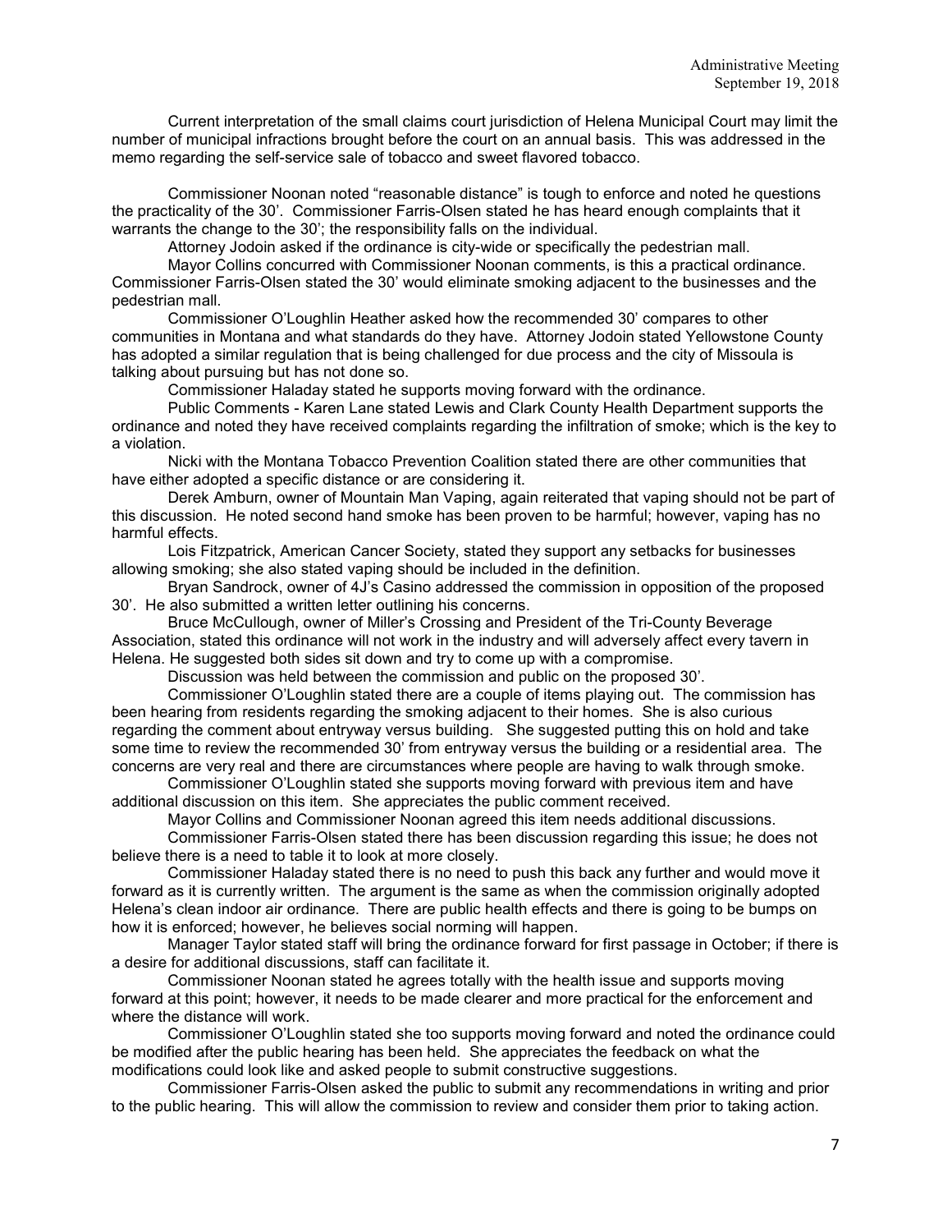Current interpretation of the small claims court jurisdiction of Helena Municipal Court may limit the number of municipal infractions brought before the court on an annual basis. This was addressed in the memo regarding the self-service sale of tobacco and sweet flavored tobacco.

Commissioner Noonan noted "reasonable distance" is tough to enforce and noted he questions the practicality of the 30'. Commissioner Farris-Olsen stated he has heard enough complaints that it warrants the change to the 30'; the responsibility falls on the individual.

Attorney Jodoin asked if the ordinance is city-wide or specifically the pedestrian mall.

Mayor Collins concurred with Commissioner Noonan comments, is this a practical ordinance. Commissioner Farris-Olsen stated the 30' would eliminate smoking adjacent to the businesses and the pedestrian mall.

Commissioner O'Loughlin Heather asked how the recommended 30' compares to other communities in Montana and what standards do they have. Attorney Jodoin stated Yellowstone County has adopted a similar regulation that is being challenged for due process and the city of Missoula is talking about pursuing but has not done so.

Commissioner Haladay stated he supports moving forward with the ordinance.

Public Comments - Karen Lane stated Lewis and Clark County Health Department supports the ordinance and noted they have received complaints regarding the infiltration of smoke; which is the key to a violation.

Nicki with the Montana Tobacco Prevention Coalition stated there are other communities that have either adopted a specific distance or are considering it.

Derek Amburn, owner of Mountain Man Vaping, again reiterated that vaping should not be part of this discussion. He noted second hand smoke has been proven to be harmful; however, vaping has no harmful effects.

Lois Fitzpatrick, American Cancer Society, stated they support any setbacks for businesses allowing smoking; she also stated vaping should be included in the definition.

Bryan Sandrock, owner of 4J's Casino addressed the commission in opposition of the proposed 30'. He also submitted a written letter outlining his concerns.

Bruce McCullough, owner of Miller's Crossing and President of the Tri-County Beverage Association, stated this ordinance will not work in the industry and will adversely affect every tavern in Helena. He suggested both sides sit down and try to come up with a compromise.

Discussion was held between the commission and public on the proposed 30'.

Commissioner O'Loughlin stated there are a couple of items playing out. The commission has been hearing from residents regarding the smoking adjacent to their homes. She is also curious regarding the comment about entryway versus building. She suggested putting this on hold and take some time to review the recommended 30' from entryway versus the building or a residential area. The concerns are very real and there are circumstances where people are having to walk through smoke.

Commissioner O'Loughlin stated she supports moving forward with previous item and have additional discussion on this item. She appreciates the public comment received.

Mayor Collins and Commissioner Noonan agreed this item needs additional discussions.

Commissioner Farris-Olsen stated there has been discussion regarding this issue; he does not believe there is a need to table it to look at more closely.

Commissioner Haladay stated there is no need to push this back any further and would move it forward as it is currently written. The argument is the same as when the commission originally adopted Helena's clean indoor air ordinance. There are public health effects and there is going to be bumps on how it is enforced; however, he believes social norming will happen.

Manager Taylor stated staff will bring the ordinance forward for first passage in October; if there is a desire for additional discussions, staff can facilitate it.

Commissioner Noonan stated he agrees totally with the health issue and supports moving forward at this point; however, it needs to be made clearer and more practical for the enforcement and where the distance will work.

Commissioner O'Loughlin stated she too supports moving forward and noted the ordinance could be modified after the public hearing has been held. She appreciates the feedback on what the modifications could look like and asked people to submit constructive suggestions.

Commissioner Farris-Olsen asked the public to submit any recommendations in writing and prior to the public hearing. This will allow the commission to review and consider them prior to taking action.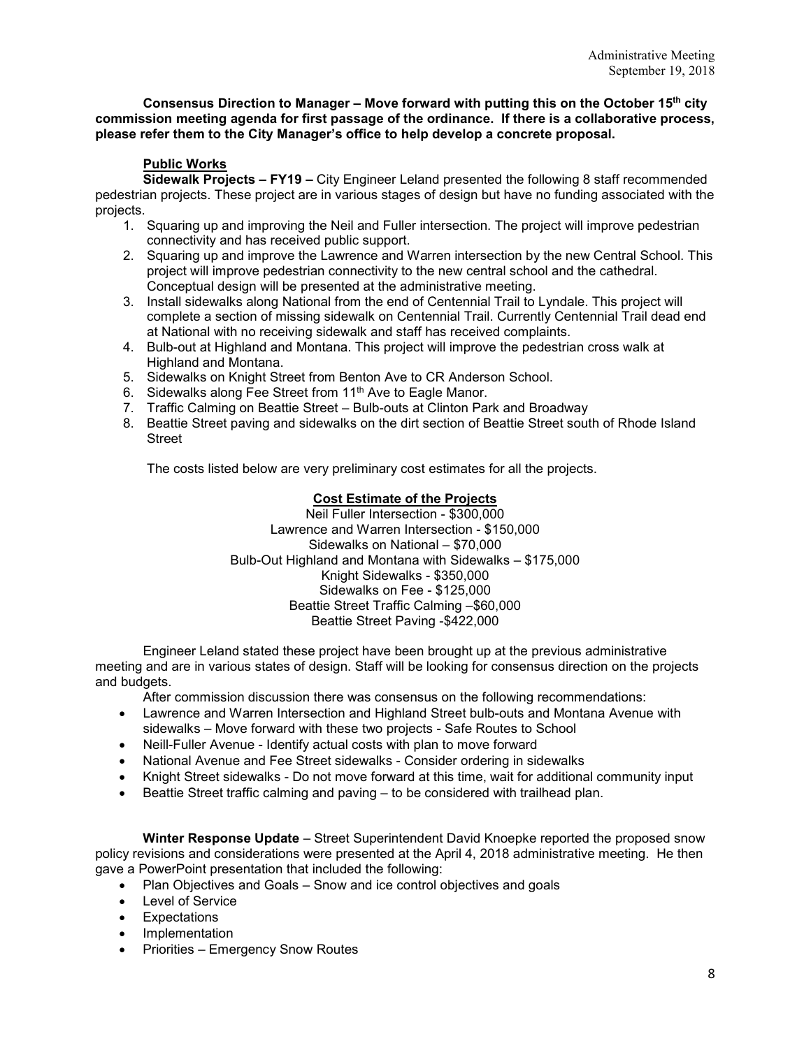**Consensus Direction to Manager – Move forward with putting this on the October 15th city commission meeting agenda for first passage of the ordinance. If there is a collaborative process, please refer them to the City Manager's office to help develop a concrete proposal.**

**Public Works**

**Sidewalk Projects – FY19 –** City Engineer Leland presented the following 8 staff recommended pedestrian projects. These project are in various stages of design but have no funding associated with the projects.

1. Squaring up and improving the Neil and Fuller intersection. The project will improve pedestrian connectivity and has received public support.
2. Squaring up and improve the Lawrence and Warren intersection by the new Central School. This project will improve pedestrian connectivity to the new central school and the cathedral. Conceptual design will be presented at the administrative meeting.
3. Install sidewalks along National from the end of Centennial Trail to Lyndale. This project will complete a section of missing sidewalk on Centennial Trail. Currently Centennial Trail dead end at National with no receiving sidewalk and staff has received complaints.
4. Bulb-out at Highland and Montana. This project will improve the pedestrian cross walk at Highland and Montana.
5. Sidewalks on Knight Street from Benton Ave to CR Anderson School.
6. Sidewalks along Fee Street from 11th Ave to Eagle Manor.
7. Traffic Calming on Beattie Street – Bulb-outs at Clinton Park and Broadway
8. Beattie Street paving and sidewalks on the dirt section of Beattie Street south of Rhode Island Street

The costs listed below are very preliminary cost estimates for all the projects.

**Cost Estimate of the Projects**

Neil Fuller Intersection - $300,000
Lawrence and Warren Intersection - $150,000
Sidewalks on National – $70,000
Bulb-Out Highland and Montana with Sidewalks – $175,000
Knight Sidewalks - $350,000
Sidewalks on Fee - $125,000
Beattie Street Traffic Calming –$60,000
Beattie Street Paving -$422,000

Engineer Leland stated these project have been brought up at the previous administrative meeting and are in various states of design. Staff will be looking for consensus direction on the projects and budgets.

After commission discussion there was consensus on the following recommendations:

- Lawrence and Warren Intersection and Highland Street bulb-outs and Montana Avenue with sidewalks – Move forward with these two projects - Safe Routes to School
- Neill-Fuller Avenue - Identify actual costs with plan to move forward
- National Avenue and Fee Street sidewalks - Consider ordering in sidewalks
- Knight Street sidewalks - Do not move forward at this time, wait for additional community input
- Beattie Street traffic calming and paving – to be considered with trailhead plan.

**Winter Response Update** – Street Superintendent David Knoepke reported the proposed snow policy revisions and considerations were presented at the April 4, 2018 administrative meeting. He then gave a PowerPoint presentation that included the following:

- Plan Objectives and Goals – Snow and ice control objectives and goals
- Level of Service
- Expectations
- Implementation
- Priorities – Emergency Snow Routes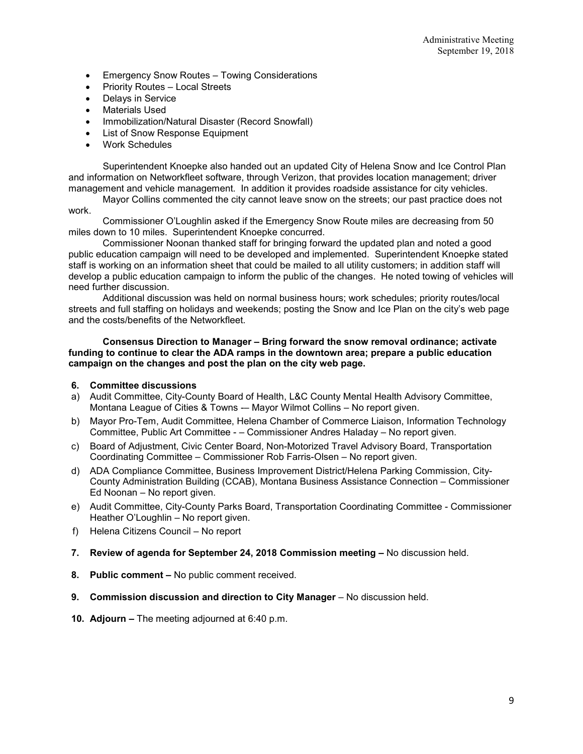- Emergency Snow Routes – Towing Considerations
- Priority Routes – Local Streets
- Delays in Service
- Materials Used
- Immobilization/Natural Disaster (Record Snowfall)
- List of Snow Response Equipment
- Work Schedules

Superintendent Knoepke also handed out an updated City of Helena Snow and Ice Control Plan and information on Networkfleet software, through Verizon, that provides location management; driver management and vehicle management. In addition it provides roadside assistance for city vehicles.

Mayor Collins commented the city cannot leave snow on the streets; our past practice does not work.

Commissioner O'Loughlin asked if the Emergency Snow Route miles are decreasing from 50 miles down to 10 miles. Superintendent Knoepke concurred.

Commissioner Noonan thanked staff for bringing forward the updated plan and noted a good public education campaign will need to be developed and implemented. Superintendent Knoepke stated staff is working on an information sheet that could be mailed to all utility customers; in addition staff will develop a public education campaign to inform the public of the changes. He noted towing of vehicles will need further discussion.

Additional discussion was held on normal business hours; work schedules; priority routes/local streets and full staffing on holidays and weekends; posting the Snow and Ice Plan on the city's web page and the costs/benefits of the Networkfleet.

**Consensus Direction to Manager – Bring forward the snow removal ordinance; activate funding to continue to clear the ADA ramps in the downtown area; prepare a public education campaign on the changes and post the plan on the city web page.**

**6. Committee discussions**

a) Audit Committee, City-County Board of Health, L&C County Mental Health Advisory Committee, Montana League of Cities & Towns -– Mayor Wilmot Collins – No report given.

b) Mayor Pro-Tem, Audit Committee, Helena Chamber of Commerce Liaison, Information Technology Committee, Public Art Committee - – Commissioner Andres Haladay – No report given.

c) Board of Adjustment, Civic Center Board, Non-Motorized Travel Advisory Board, Transportation Coordinating Committee – Commissioner Rob Farris-Olsen – No report given.

d) ADA Compliance Committee, Business Improvement District/Helena Parking Commission, City-County Administration Building (CCAB), Montana Business Assistance Connection – Commissioner Ed Noonan – No report given.

e) Audit Committee, City-County Parks Board, Transportation Coordinating Committee - Commissioner Heather O'Loughlin – No report given.

f) Helena Citizens Council – No report

**7. Review of agenda for September 24, 2018 Commission meeting –** No discussion held.

**8. Public comment –** No public comment received.

**9. Commission discussion and direction to City Manager** – No discussion held.

**10. Adjourn –** The meeting adjourned at 6:40 p.m.